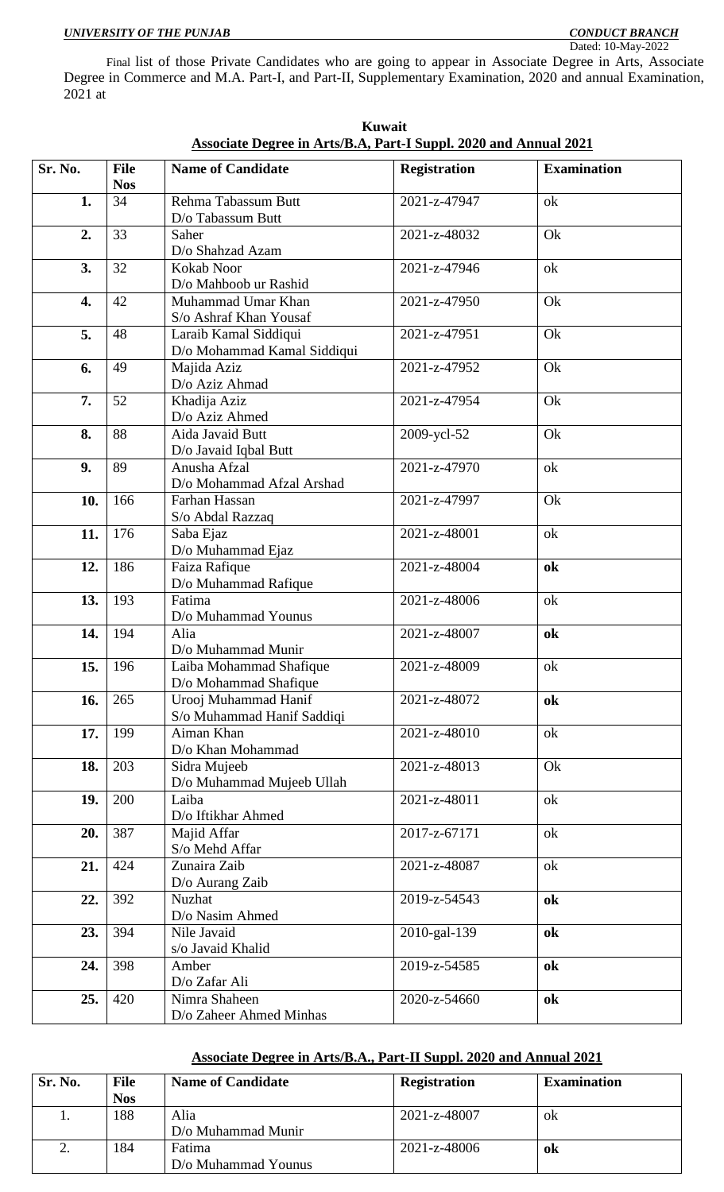***UNIVERSITY OF THE PUNJAB*** ***CONDUCT BRANCH***

Dated: 10-May-2022

Final list of those Private Candidates who are going to appear in Associate Degree in Arts, Associate Degree in Commerce and M.A. Part-I, and Part-II, Supplementary Examination, 2020 and annual Examination, 2021 at

**Kuwait**

**Associate Degree in Arts/B.A, Part-I Suppl. 2020 and Annual 2021**

| Sr. No. | File Nos | Name of Candidate | Registration | Examination |
|---|---|---|---|---|
| **1.** | 34 | Rehma Tabassum Butt<br>D/o Tabassum Butt | 2021-z-47947 | ok |
| **2.** | 33 | Saher<br>D/o Shahzad Azam | 2021-z-48032 | Ok |
| **3.** | 32 | Kokab Noor<br>D/o Mahboob ur Rashid | 2021-z-47946 | ok |
| **4.** | 42 | Muhammad Umar Khan<br>S/o Ashraf Khan Yousaf | 2021-z-47950 | Ok |
| **5.** | 48 | Laraib Kamal Siddiqui<br>D/o Mohammad Kamal Siddiqui | 2021-z-47951 | Ok |
| **6.** | 49 | Majida Aziz<br>D/o Aziz Ahmad | 2021-z-47952 | Ok |
| **7.** | 52 | Khadija Aziz<br>D/o Aziz Ahmed | 2021-z-47954 | Ok |
| **8.** | 88 | Aida Javaid Butt<br>D/o Javaid Iqbal Butt | 2009-ycl-52 | Ok |
| **9.** | 89 | Anusha Afzal<br>D/o Mohammad Afzal Arshad | 2021-z-47970 | ok |
| **10.** | 166 | Farhan Hassan<br>S/o Abdal Razzaq | 2021-z-47997 | Ok |
| **11.** | 176 | Saba Ejaz<br>D/o Muhammad Ejaz | 2021-z-48001 | ok |
| **12.** | 186 | Faiza Rafique<br>D/o Muhammad Rafique | 2021-z-48004 | **ok** |
| **13.** | 193 | Fatima<br>D/o Muhammad Younus | 2021-z-48006 | ok |
| **14.** | 194 | Alia<br>D/o Muhammad Munir | 2021-z-48007 | **ok** |
| **15.** | 196 | Laiba Mohammad Shafique<br>D/o Mohammad Shafique | 2021-z-48009 | ok |
| **16.** | 265 | Urooj Muhammad Hanif<br>S/o Muhammad Hanif Saddiqi | 2021-z-48072 | **ok** |
| **17.** | 199 | Aiman Khan<br>D/o Khan Mohammad | 2021-z-48010 | ok |
| **18.** | 203 | Sidra Mujeeb<br>D/o Muhammad Mujeeb Ullah | 2021-z-48013 | Ok |
| **19.** | 200 | Laiba<br>D/o Iftikhar Ahmed | 2021-z-48011 | ok |
| **20.** | 387 | Majid Affar<br>S/o Mehd Affar | 2017-z-67171 | ok |
| **21.** | 424 | Zunaira Zaib<br>D/o Aurang Zaib | 2021-z-48087 | ok |
| **22.** | 392 | Nuzhat<br>D/o Nasim Ahmed | 2019-z-54543 | **ok** |
| **23.** | 394 | Nile Javaid<br>s/o Javaid Khalid | 2010-gal-139 | **ok** |
| **24.** | 398 | Amber<br>D/o Zafar Ali | 2019-z-54585 | **ok** |
| **25.** | 420 | Nimra Shaheen<br>D/o Zaheer Ahmed Minhas | 2020-z-54660 | **ok** |

**Associate Degree in Arts/B.A., Part-II Suppl. 2020 and Annual 2021**

| Sr. No. | File Nos | Name of Candidate | Registration | Examination |
|---|---|---|---|---|
| 1. | 188 | Alia<br>D/o Muhammad Munir | 2021-z-48007 | ok |
| 2. | 184 | Fatima<br>D/o Muhammad Younus | 2021-z-48006 | **ok** |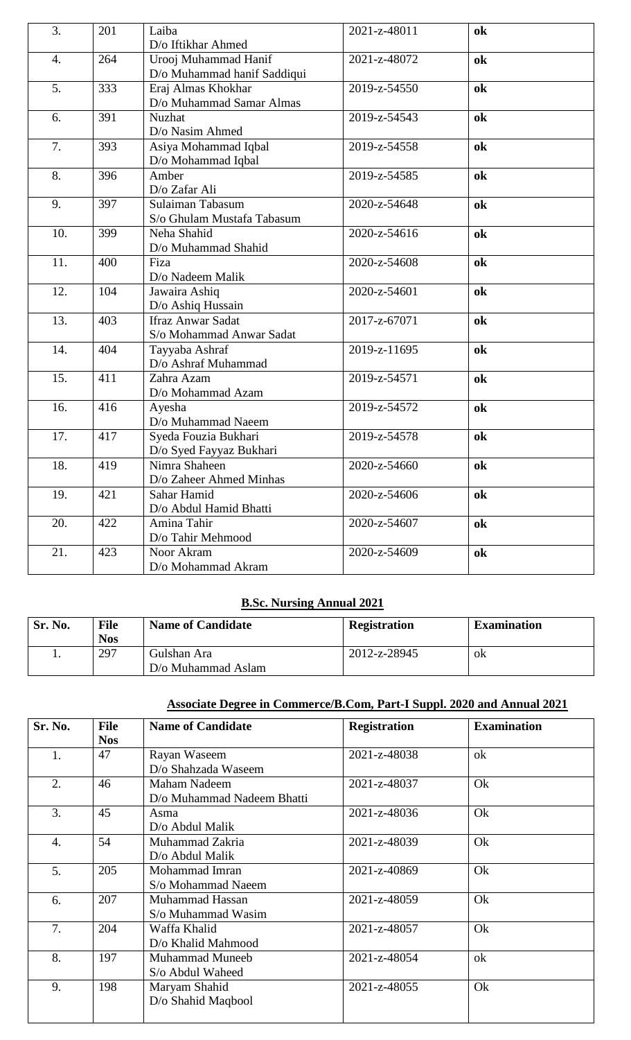| 3. | 201 | Laiba<br>D/o Iftikhar Ahmed | 2021-z-48011 | **ok** |
|---|---|---|---|---|
| 4. | 264 | Urooj Muhammad Hanif<br>D/o Muhammad hanif Saddiqui | 2021-z-48072 | **ok** |
| 5. | 333 | Eraj Almas Khokhar<br>D/o Muhammad Samar Almas | 2019-z-54550 | **ok** |
| 6. | 391 | Nuzhat<br>D/o Nasim Ahmed | 2019-z-54543 | **ok** |
| 7. | 393 | Asiya Mohammad Iqbal<br>D/o Mohammad Iqbal | 2019-z-54558 | **ok** |
| 8. | 396 | Amber<br>D/o Zafar Ali | 2019-z-54585 | **ok** |
| 9. | 397 | Sulaiman Tabasum<br>S/o Ghulam Mustafa Tabasum | 2020-z-54648 | **ok** |
| 10. | 399 | Neha Shahid<br>D/o Muhammad Shahid | 2020-z-54616 | **ok** |
| 11. | 400 | Fiza<br>D/o Nadeem Malik | 2020-z-54608 | **ok** |
| 12. | 104 | Jawaira Ashiq<br>D/o Ashiq Hussain | 2020-z-54601 | **ok** |
| 13. | 403 | Ifraz Anwar Sadat<br>S/o Mohammad Anwar Sadat | 2017-z-67071 | **ok** |
| 14. | 404 | Tayyaba Ashraf<br>D/o Ashraf Muhammad | 2019-z-11695 | **ok** |
| 15. | 411 | Zahra Azam<br>D/o Mohammad Azam | 2019-z-54571 | **ok** |
| 16. | 416 | Ayesha<br>D/o Muhammad Naeem | 2019-z-54572 | **ok** |
| 17. | 417 | Syeda Fouzia Bukhari<br>D/o Syed Fayyaz Bukhari | 2019-z-54578 | **ok** |
| 18. | 419 | Nimra Shaheen<br>D/o Zaheer Ahmed Minhas | 2020-z-54660 | **ok** |
| 19. | 421 | Sahar Hamid<br>D/o Abdul Hamid Bhatti | 2020-z-54606 | **ok** |
| 20. | 422 | Amina Tahir<br>D/o Tahir Mehmood | 2020-z-54607 | **ok** |
| 21. | 423 | Noor Akram<br>D/o Mohammad Akram | 2020-z-54609 | **ok** |

## B.Sc. Nursing Annual 2021

| Sr. No. | File Nos | Name of Candidate | Registration | Examination |
|---|---|---|---|---|
| 1. | 297 | Gulshan Ara<br>D/o Muhammad Aslam | 2012-z-28945 | ok |

## Associate Degree in Commerce/B.Com, Part-I Suppl. 2020 and Annual 2021

| Sr. No. | File Nos | Name of Candidate | Registration | Examination |
|---|---|---|---|---|
| 1. | 47 | Rayan Waseem<br>D/o Shahzada Waseem | 2021-z-48038 | ok |
| 2. | 46 | Maham Nadeem<br>D/o Muhammad Nadeem Bhatti | 2021-z-48037 | Ok |
| 3. | 45 | Asma<br>D/o Abdul Malik | 2021-z-48036 | Ok |
| 4. | 54 | Muhammad Zakria<br>D/o Abdul Malik | 2021-z-48039 | Ok |
| 5. | 205 | Mohammad Imran<br>S/o Mohammad Naeem | 2021-z-40869 | Ok |
| 6. | 207 | Muhammad Hassan<br>S/o Muhammad Wasim | 2021-z-48059 | Ok |
| 7. | 204 | Waffa Khalid<br>D/o Khalid Mahmood | 2021-z-48057 | Ok |
| 8. | 197 | Muhammad Muneeb<br>S/o Abdul Waheed | 2021-z-48054 | ok |
| 9. | 198 | Maryam Shahid<br>D/o Shahid Maqbool | 2021-z-48055 | Ok |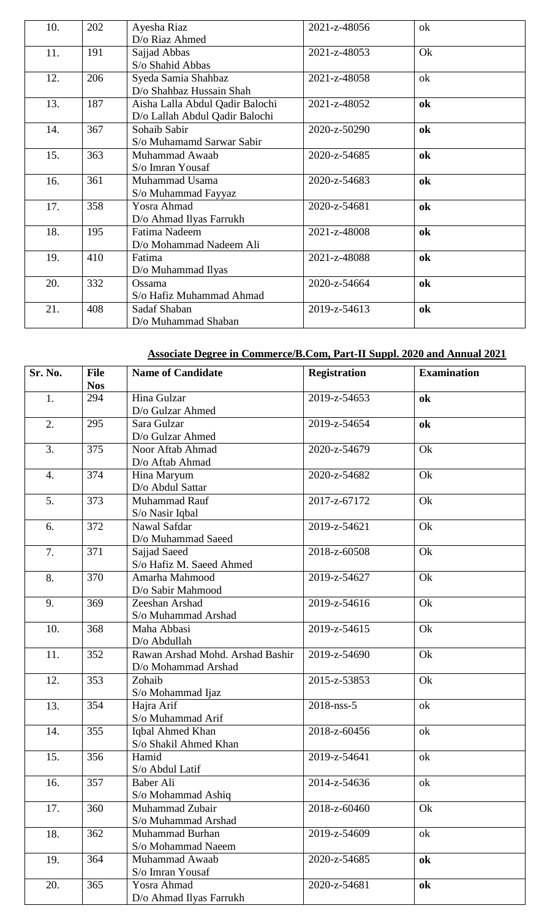| 10. | 202 | Ayesha Riaz<br>D/o Riaz Ahmed | 2021-z-48056 | ok |
|---|---|---|---|---|
| 11. | 191 | Sajjad Abbas<br>S/o Shahid Abbas | 2021-z-48053 | Ok |
| 12. | 206 | Syeda Samia Shahbaz<br>D/o Shahbaz Hussain Shah | 2021-z-48058 | ok |
| 13. | 187 | Aisha Lalla Abdul Qadir Balochi<br>D/o Lallah Abdul Qadir Balochi | 2021-z-48052 | **ok** |
| 14. | 367 | Sohaib Sabir<br>S/o Muhamamd Sarwar Sabir | 2020-z-50290 | **ok** |
| 15. | 363 | Muhammad Awaab<br>S/o Imran Yousaf | 2020-z-54685 | **ok** |
| 16. | 361 | Muhammad Usama<br>S/o Muhammad Fayyaz | 2020-z-54683 | **ok** |
| 17. | 358 | Yosra Ahmad<br>D/o Ahmad Ilyas Farrukh | 2020-z-54681 | **ok** |
| 18. | 195 | Fatima Nadeem<br>D/o Mohammad Nadeem Ali | 2021-z-48008 | **ok** |
| 19. | 410 | Fatima<br>D/o Muhammad Ilyas | 2021-z-48088 | **ok** |
| 20. | 332 | Ossama<br>S/o Hafiz Muhammad Ahmad | 2020-z-54664 | **ok** |
| 21. | 408 | Sadaf Shaban<br>D/o Muhammad Shaban | 2019-z-54613 | **ok** |

**Associate Degree in Commerce/B.Com, Part-II Suppl. 2020 and Annual 2021**

| Sr. No. | File Nos | Name of Candidate | Registration | Examination |
|---|---|---|---|---|
| 1. | 294 | Hina Gulzar<br>D/o Gulzar Ahmed | 2019-z-54653 | **ok** |
| 2. | 295 | Sara Gulzar<br>D/o Gulzar Ahmed | 2019-z-54654 | **ok** |
| 3. | 375 | Noor Aftab Ahmad<br>D/o Aftab Ahmad | 2020-z-54679 | Ok |
| 4. | 374 | Hina Maryum<br>D/o Abdul Sattar | 2020-z-54682 | Ok |
| 5. | 373 | Muhammad Rauf<br>S/o Nasir Iqbal | 2017-z-67172 | Ok |
| 6. | 372 | Nawal Safdar<br>D/o Muhammad Saeed | 2019-z-54621 | Ok |
| 7. | 371 | Sajjad Saeed<br>S/o Hafiz M. Saeed Ahmed | 2018-z-60508 | Ok |
| 8. | 370 | Amarha Mahmood<br>D/o Sabir Mahmood | 2019-z-54627 | Ok |
| 9. | 369 | Zeeshan Arshad<br>S/o Muhammad Arshad | 2019-z-54616 | Ok |
| 10. | 368 | Maha Abbasi<br>D/o Abdullah | 2019-z-54615 | Ok |
| 11. | 352 | Rawan Arshad Mohd. Arshad Bashir<br>D/o Mohammad Arshad | 2019-z-54690 | Ok |
| 12. | 353 | Zohaib<br>S/o Mohammad Ijaz | 2015-z-53853 | Ok |
| 13. | 354 | Hajra Arif<br>S/o Muhammad Arif | 2018-nss-5 | ok |
| 14. | 355 | Iqbal Ahmed Khan<br>S/o Shakil Ahmed Khan | 2018-z-60456 | ok |
| 15. | 356 | Hamid<br>S/o Abdul Latif | 2019-z-54641 | ok |
| 16. | 357 | Baber Ali<br>S/o Mohammad Ashiq | 2014-z-54636 | ok |
| 17. | 360 | Muhammad Zubair<br>S/o Muhammad Arshad | 2018-z-60460 | Ok |
| 18. | 362 | Muhammad Burhan<br>S/o Mohammad Naeem | 2019-z-54609 | ok |
| 19. | 364 | Muhammad Awaab<br>S/o Imran Yousaf | 2020-z-54685 | **ok** |
| 20. | 365 | Yosra Ahmad<br>D/o Ahmad Ilyas Farrukh | 2020-z-54681 | **ok** |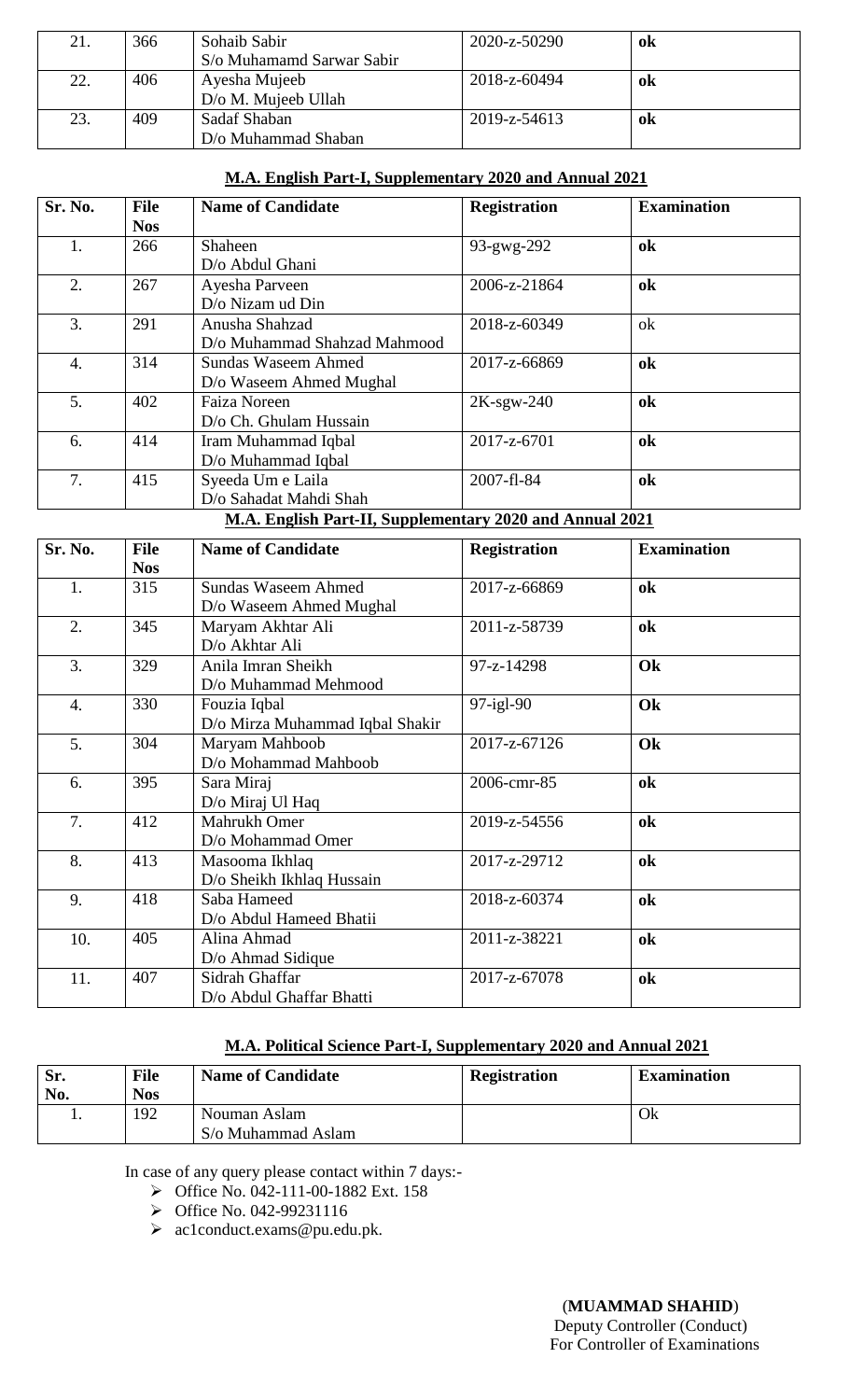| | | | | |
|---|---|---|---|---|
| 21. | 366 | Sohaib Sabir<br>S/o Muhamamd Sarwar Sabir | 2020-z-50290 | **ok** |
| 22. | 406 | Ayesha Mujeeb<br>D/o M. Mujeeb Ullah | 2018-z-60494 | **ok** |
| 23. | 409 | Sadaf Shaban<br>D/o Muhammad Shaban | 2019-z-54613 | **ok** |

**M.A. English Part-I, Supplementary 2020 and Annual 2021**

| Sr. No. | File Nos | Name of Candidate | Registration | Examination |
|---|---|---|---|---|
| 1. | 266 | Shaheen<br>D/o Abdul Ghani | 93-gwg-292 | **ok** |
| 2. | 267 | Ayesha Parveen<br>D/o Nizam ud Din | 2006-z-21864 | **ok** |
| 3. | 291 | Anusha Shahzad<br>D/o Muhammad Shahzad Mahmood | 2018-z-60349 | ok |
| 4. | 314 | Sundas Waseem Ahmed<br>D/o Waseem Ahmed Mughal | 2017-z-66869 | **ok** |
| 5. | 402 | Faiza Noreen<br>D/o Ch. Ghulam Hussain | 2K-sgw-240 | **ok** |
| 6. | 414 | Iram Muhammad Iqbal<br>D/o Muhammad Iqbal | 2017-z-6701 | **ok** |
| 7. | 415 | Syeeda Um e Laila<br>D/o Sahadat Mahdi Shah | 2007-fl-84 | **ok** |

**M.A. English Part-II, Supplementary 2020 and Annual 2021**

| Sr. No. | File Nos | Name of Candidate | Registration | Examination |
|---|---|---|---|---|
| 1. | 315 | Sundas Waseem Ahmed<br>D/o Waseem Ahmed Mughal | 2017-z-66869 | **ok** |
| 2. | 345 | Maryam Akhtar Ali<br>D/o Akhtar Ali | 2011-z-58739 | **ok** |
| 3. | 329 | Anila Imran Sheikh<br>D/o Muhammad Mehmood | 97-z-14298 | **Ok** |
| 4. | 330 | Fouzia Iqbal<br>D/o Mirza Muhammad Iqbal Shakir | 97-igl-90 | **Ok** |
| 5. | 304 | Maryam Mahboob<br>D/o Mohammad Mahboob | 2017-z-67126 | **Ok** |
| 6. | 395 | Sara Miraj<br>D/o Miraj Ul Haq | 2006-cmr-85 | **ok** |
| 7. | 412 | Mahrukh Omer<br>D/o Mohammad Omer | 2019-z-54556 | **ok** |
| 8. | 413 | Masooma Ikhlaq<br>D/o Sheikh Ikhlaq Hussain | 2017-z-29712 | **ok** |
| 9. | 418 | Saba Hameed<br>D/o Abdul Hameed Bhatii | 2018-z-60374 | **ok** |
| 10. | 405 | Alina Ahmad<br>D/o Ahmad Sidique | 2011-z-38221 | **ok** |
| 11. | 407 | Sidrah Ghaffar<br>D/o Abdul Ghaffar Bhatti | 2017-z-67078 | **ok** |

**M.A. Political Science Part-I, Supplementary 2020 and Annual 2021**

| Sr. No. | File Nos | Name of Candidate | Registration | Examination |
|---|---|---|---|---|
| 1. | 192 | Nouman Aslam<br>S/o Muhammad Aslam | | Ok |

In case of any query please contact within 7 days:-

- Office No. 042-111-00-1882 Ext. 158
- Office No. 042-99231116
- ac1conduct.exams@pu.edu.pk.

(**MUAMMAD SHAHID**)
Deputy Controller (Conduct)
For Controller of Examinations